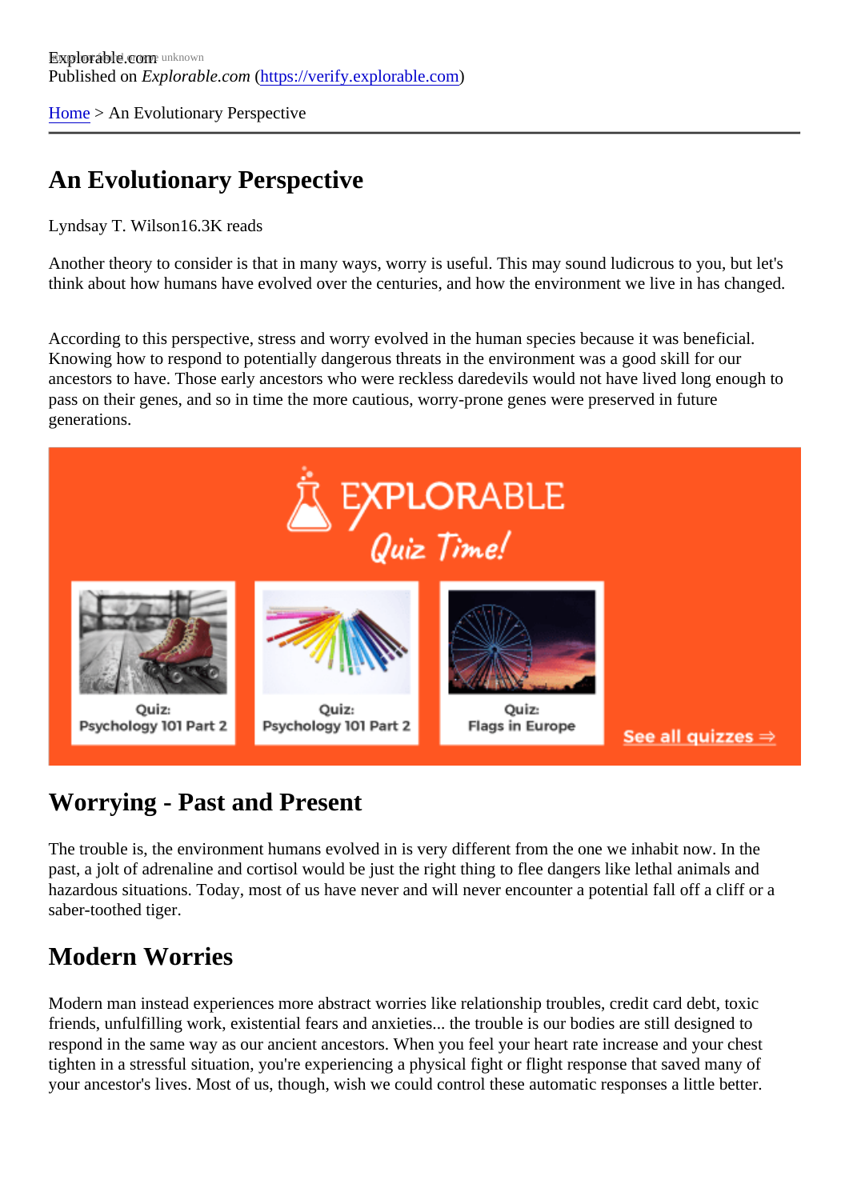Explorable.com
Published on *Explorable.com* (https://verify.explorable.com)

Home > An Evolutionary Perspective

# An Evolutionary Perspective

Lyndsay T. Wilson16.3K reads

Another theory to consider is that in many ways, worry is useful. This may sound ludicrous to you, but let's think about how humans have evolved over the centuries, and how the environment we live in has changed.

According to this perspective, stress and worry evolved in the human species because it was beneficial. Knowing how to respond to potentially dangerous threats in the environment was a good skill for our ancestors to have. Those early ancestors who were reckless daredevils would not have lived long enough to pass on their genes, and so in time the more cautious, worry-prone genes were preserved in future generations.

## Worrying - Past and Present

The trouble is, the environment humans evolved in is very different from the one we inhabit now. In the past, a jolt of adrenaline and cortisol would be just the right thing to flee dangers like lethal animals and hazardous situations. Today, most of us have never and will never encounter a potential fall off a cliff or a saber-toothed tiger.

## Modern Worries

Modern man instead experiences more abstract worries like relationship troubles, credit card debt, toxic friends, unfulfilling work, existential fears and anxieties... the trouble is our bodies are still designed to respond in the same way as our ancient ancestors. When you feel your heart rate increase and your chest tighten in a stressful situation, you're experiencing a physical fight or flight response that saved many of your ancestor's lives. Most of us, though, wish we could control these automatic responses a little better.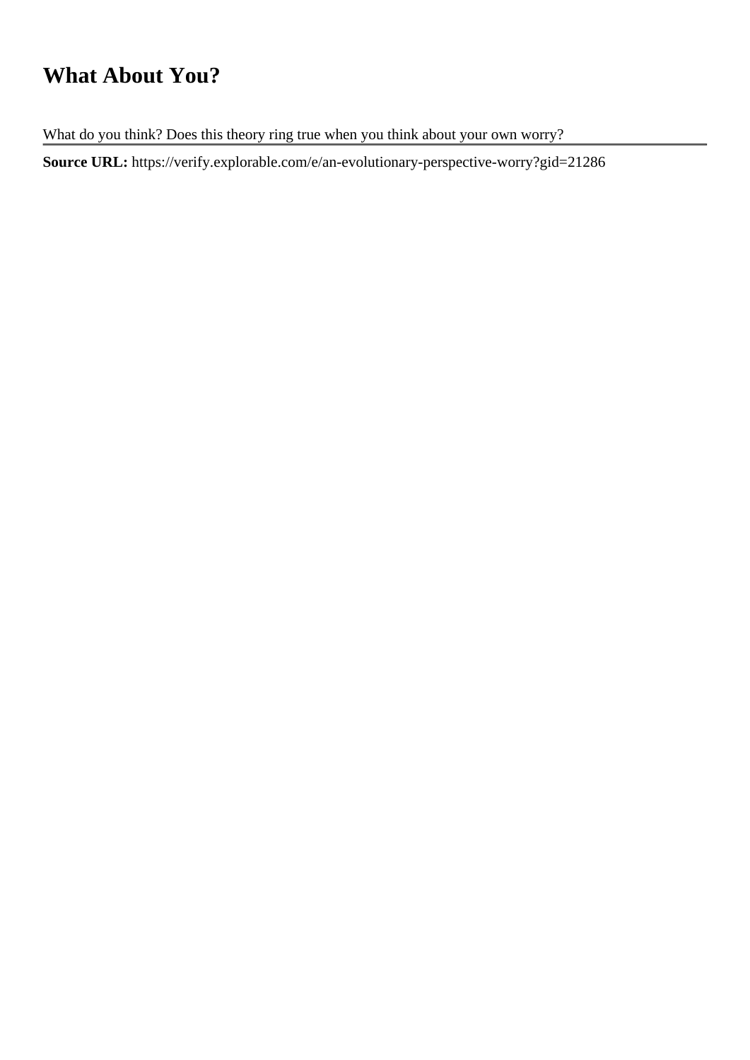## What About You?

What do you think? Does this theory ring true when you think about your own worry?

---

**Source URL:** https://verify.explorable.com/e/an-evolutionary-perspective-worry?gid=21286